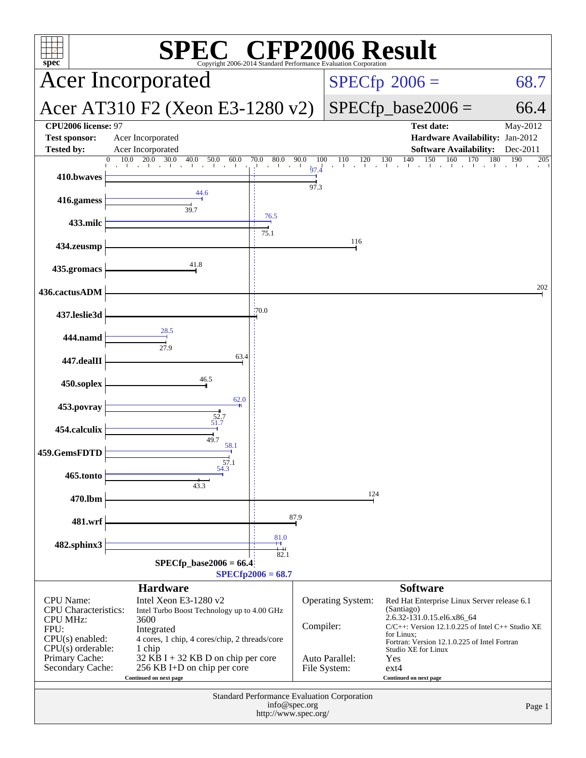# SPEC® CFP2006 Result

Copyright 2006-2014 Standard Performance Evaluation Corporation

## Acer Incorporated

## Acer AT310 F2 (Xeon E3-1280 v2)

SPECfp 2006 = 68.7

SPECfp_base2006 = 66.4

| | | | |
|---|---|---|---|
| **CPU2006 license:** 97 | | **Test date:** | May-2012 |
| **Test sponsor:** | Acer Incorporated | **Hardware Availability:** | Jan-2012 |
| **Tested by:** | Acer Incorporated | **Software Availability:** | Dec-2011 |

| Benchmark | Peak | Base |
|---|---|---|
| 410.bwaves | 97.4 | 97.3 |
| 416.gamess | 44.6 | 39.7 |
| 433.milc | 76.5 | 75.1 |
| 434.zeusmp | | 116 |
| 435.gromacs | | 41.8 |
| 436.cactusADM | | 202 |
| 437.leslie3d | | 70.0 |
| 444.namd | 28.5 | 27.9 |
| 447.dealII | | 63.4 |
| 450.soplex | | 46.5 |
| 453.povray | 62.0 | 52.7 |
| 454.calculix | 51.7 | 49.7 |
| 459.GemsFDTD | 58.1 | 57.1 |
| 465.tonto | 54.3 | 43.3 |
| 470.lbm | | 124 |
| 481.wrf | | 87.9 |
| 482.sphinx3 | 81.0 | 82.1 |

SPECfp_base2006 = 66.4

SPECfp2006 = 68.7

### Hardware

| | |
|---|---|
| CPU Name: | Intel Xeon E3-1280 v2 |
| CPU Characteristics: | Intel Turbo Boost Technology up to 4.00 GHz |
| CPU MHz: | 3600 |
| FPU: | Integrated |
| CPU(s) enabled: | 4 cores, 1 chip, 4 cores/chip, 2 threads/core |
| CPU(s) orderable: | 1 chip |
| Primary Cache: | 32 KB I + 32 KB D on chip per core |
| Secondary Cache: | 256 KB I+D on chip per core |

Continued on next page

### Software

| | |
|---|---|
| Operating System: | Red Hat Enterprise Linux Server release 6.1 (Santiago) 2.6.32-131.0.15.el6.x86_64 |
| Compiler: | C/C++: Version 12.1.0.225 of Intel C++ Studio XE for Linux; Fortran: Version 12.1.0.225 of Intel Fortran Studio XE for Linux |
| Auto Parallel: | Yes |
| File System: | ext4 |

Continued on next page

Standard Performance Evaluation Corporation
info@spec.org
http://www.spec.org/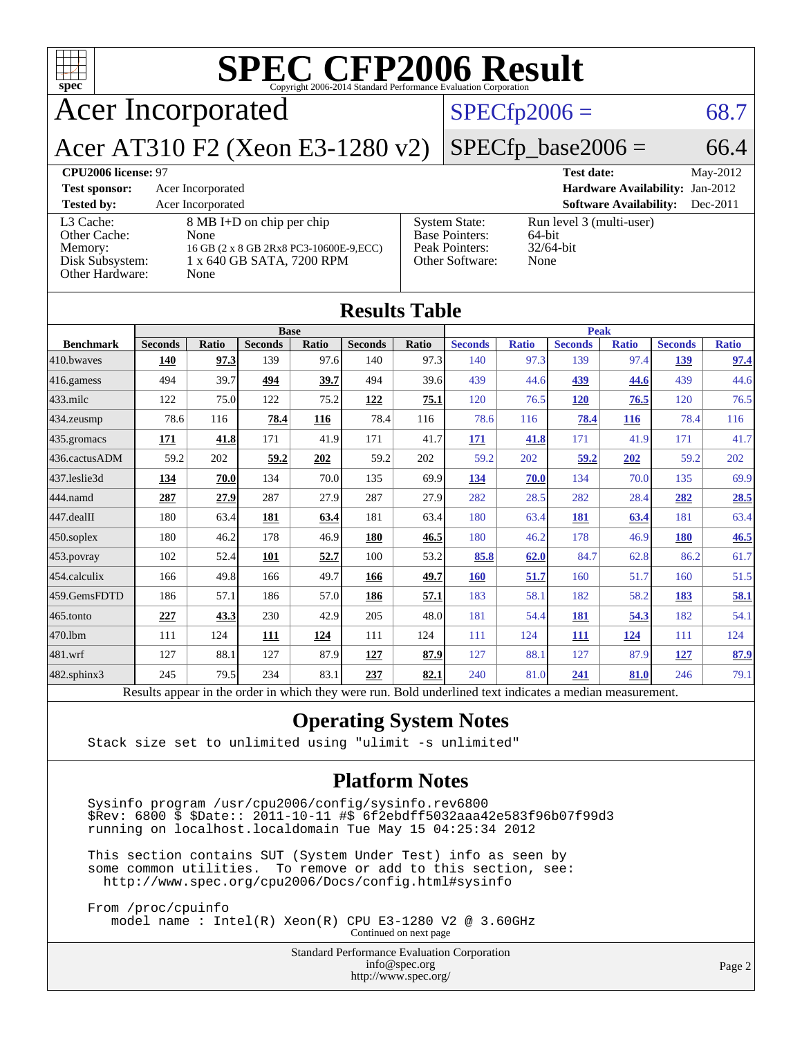# SPEC CFP2006 Result

Copyright 2006-2014 Standard Performance Evaluation Corporation

## Acer Incorporated

## Acer AT310 F2 (Xeon E3-1280 v2)

SPECfp2006 = 68.7

SPECfp_base2006 = 66.4

| | | | |
|---|---|---|---|
| **CPU2006 license:** 97 | | **Test date:** | May-2012 |
| **Test sponsor:** | Acer Incorporated | **Hardware Availability:** | Jan-2012 |
| **Tested by:** | Acer Incorporated | **Software Availability:** | Dec-2011 |

| | | | |
|---|---|---|---|
| L3 Cache: | 8 MB I+D on chip per chip | System State: | Run level 3 (multi-user) |
| Other Cache: | None | Base Pointers: | 64-bit |
| Memory: | 16 GB (2 x 8 GB 2Rx8 PC3-10600E-9,ECC) | Peak Pointers: | 32/64-bit |
| Disk Subsystem: | 1 x 640 GB SATA, 7200 RPM | Other Software: | None |
| Other Hardware: | None | | |

## Results Table

| | Base | | | | | | Peak | | | | | |
|---|---|---|---|---|---|---|---|---|---|---|---|---|
| **Benchmark** | **Seconds** | **Ratio** | **Seconds** | **Ratio** | **Seconds** | **Ratio** | **Seconds** | **Ratio** | **Seconds** | **Ratio** | **Seconds** | **Ratio** |
| 410.bwaves | **140** | **97.3** | 139 | 97.6 | 140 | 97.3 | 140 | 97.3 | 139 | 97.4 | **139** | **97.4** |
| 416.gamess | 494 | 39.7 | **494** | **39.7** | 494 | 39.6 | 439 | 44.6 | **439** | **44.6** | 439 | 44.6 |
| 433.milc | 122 | 75.0 | 122 | 75.2 | **122** | **75.1** | 120 | 76.5 | **120** | **76.5** | 120 | 76.5 |
| 434.zeusmp | 78.6 | 116 | **78.4** | **116** | 78.4 | 116 | 78.6 | 116 | **78.4** | **116** | 78.4 | 116 |
| 435.gromacs | **171** | **41.8** | 171 | 41.9 | 171 | 41.7 | **171** | **41.8** | 171 | 41.9 | 171 | 41.7 |
| 436.cactusADM | 59.2 | 202 | **59.2** | **202** | 59.2 | 202 | 59.2 | 202 | **59.2** | **202** | 59.2 | 202 |
| 437.leslie3d | **134** | **70.0** | 134 | 70.0 | 135 | 69.9 | **134** | **70.0** | 134 | 70.0 | 135 | 69.9 |
| 444.namd | **287** | **27.9** | 287 | 27.9 | 287 | 27.9 | 282 | 28.5 | 282 | 28.4 | **282** | **28.5** |
| 447.dealII | 180 | 63.4 | **181** | **63.4** | 181 | 63.4 | 180 | 63.4 | **181** | **63.4** | 181 | 63.4 |
| 450.soplex | 180 | 46.2 | 178 | 46.9 | **180** | **46.5** | 180 | 46.2 | 178 | 46.9 | **180** | **46.5** |
| 453.povray | 102 | 52.4 | **101** | **52.7** | 100 | 53.2 | **85.8** | **62.0** | 84.7 | 62.8 | 86.2 | 61.7 |
| 454.calculix | 166 | 49.8 | 166 | 49.7 | **166** | **49.7** | **160** | **51.7** | 160 | 51.7 | 160 | 51.5 |
| 459.GemsFDTD | 186 | 57.1 | 186 | 57.0 | **186** | **57.1** | 183 | 58.1 | 182 | 58.2 | **183** | **58.1** |
| 465.tonto | **227** | **43.3** | 230 | 42.9 | 205 | 48.0 | 181 | 54.4 | **181** | **54.3** | 182 | 54.1 |
| 470.lbm | 111 | 124 | **111** | **124** | 111 | 124 | 111 | 124 | **111** | **124** | 111 | 124 |
| 481.wrf | 127 | 88.1 | 127 | 87.9 | **127** | **87.9** | 127 | 88.1 | 127 | 87.9 | **127** | **87.9** |
| 482.sphinx3 | 245 | 79.5 | 234 | 83.1 | **237** | **82.1** | 240 | 81.0 | **241** | **81.0** | 246 | 79.1 |

Results appear in the order in which they were run. Bold underlined text indicates a median measurement.

## Operating System Notes

```
Stack size set to unlimited using "ulimit -s unlimited"
```

## Platform Notes

```
Sysinfo program /usr/cpu2006/config/sysinfo.rev6800
$Rev: 6800 $ $Date:: 2011-10-11 #$ 6f2ebdff5032aaa42e583f96b07f99d3
running on localhost.localdomain Tue May 15 04:25:34 2012

This section contains SUT (System Under Test) info as seen by
some common utilities.  To remove or add to this section, see:
  http://www.spec.org/cpu2006/Docs/config.html#sysinfo

From /proc/cpuinfo
   model name : Intel(R) Xeon(R) CPU E3-1280 V2 @ 3.60GHz
```

Continued on next page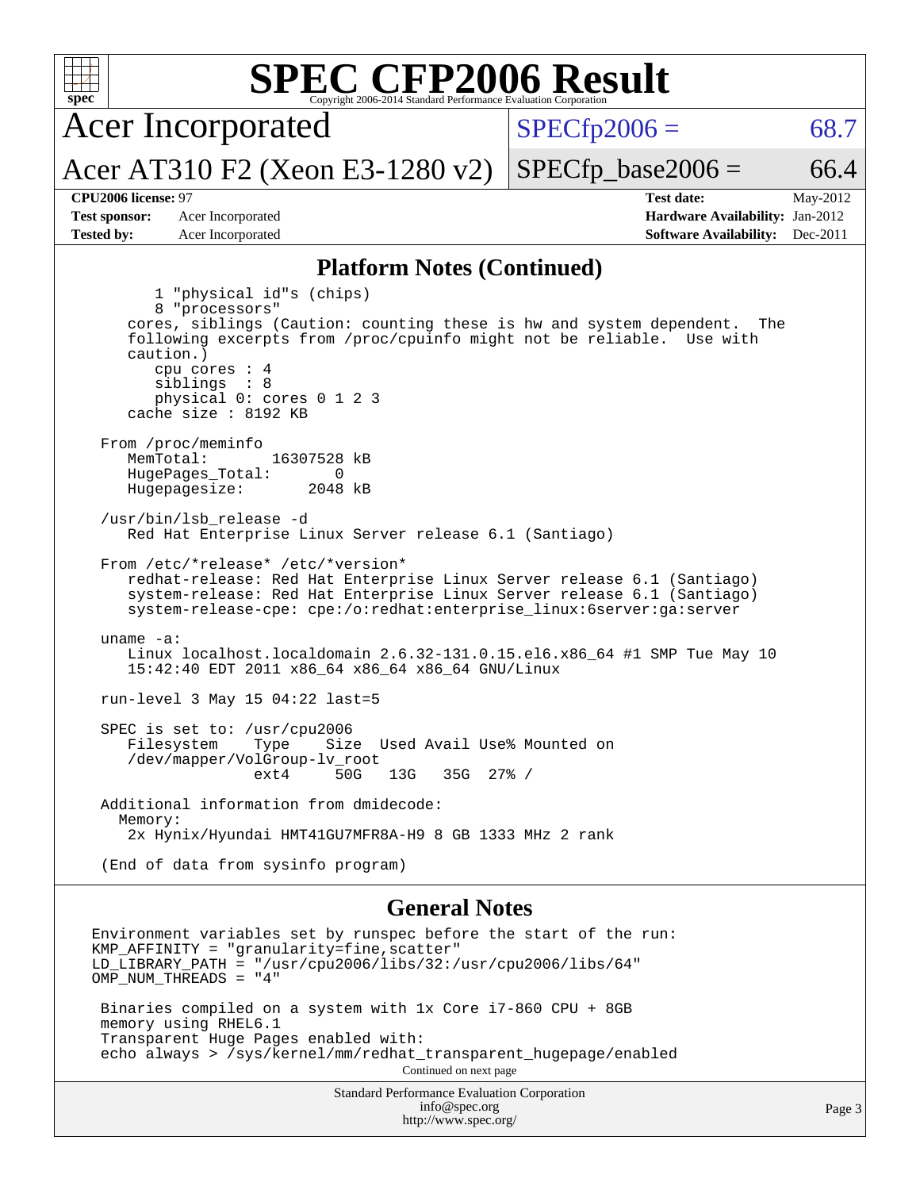# SPEC CFP2006 Result

Copyright 2006-2014 Standard Performance Evaluation Corporation

**Acer Incorporated**

**Acer AT310 F2 (Xeon E3-1280 v2)**

SPECfp2006 = 68.7

SPECfp_base2006 = 66.4

| | | | |
|---|---|---|---|
| **CPU2006 license:** 97 | | **Test date:** | May-2012 |
| **Test sponsor:** | Acer Incorporated | **Hardware Availability:** | Jan-2012 |
| **Tested by:** | Acer Incorporated | **Software Availability:** | Dec-2011 |

## Platform Notes (Continued)

```
        1 "physical id"s (chips)
        8 "processors"
    cores, siblings (Caution: counting these is hw and system dependent.  The
    following excerpts from /proc/cpuinfo might not be reliable.  Use with
    caution.)
        cpu cores : 4
        siblings  : 8
        physical 0: cores 0 1 2 3
    cache size : 8192 KB

 From /proc/meminfo
    MemTotal:       16307528 kB
    HugePages_Total:       0
    Hugepagesize:       2048 kB

 /usr/bin/lsb_release -d
    Red Hat Enterprise Linux Server release 6.1 (Santiago)

 From /etc/*release* /etc/*version*
    redhat-release: Red Hat Enterprise Linux Server release 6.1 (Santiago)
    system-release: Red Hat Enterprise Linux Server release 6.1 (Santiago)
    system-release-cpe: cpe:/o:redhat:enterprise_linux:6server:ga:server

 uname -a:
    Linux localhost.localdomain 2.6.32-131.0.15.el6.x86_64 #1 SMP Tue May 10
    15:42:40 EDT 2011 x86_64 x86_64 x86_64 GNU/Linux

 run-level 3 May 15 04:22 last=5

 SPEC is set to: /usr/cpu2006
    Filesystem    Type    Size  Used Avail Use% Mounted on
    /dev/mapper/VolGroup-lv_root
                  ext4     50G   13G   35G  27% /

 Additional information from dmidecode:
   Memory:
    2x Hynix/Hyundai HMT41GU7MFR8A-H9 8 GB 1333 MHz 2 rank

 (End of data from sysinfo program)
```

## General Notes

```
Environment variables set by runspec before the start of the run:
KMP_AFFINITY = "granularity=fine,scatter"
LD_LIBRARY_PATH = "/usr/cpu2006/libs/32:/usr/cpu2006/libs/64"
OMP_NUM_THREADS = "4"

 Binaries compiled on a system with 1x Core i7-860 CPU + 8GB
 memory using RHEL6.1
 Transparent Huge Pages enabled with:
 echo always > /sys/kernel/mm/redhat_transparent_hugepage/enabled
```

Continued on next page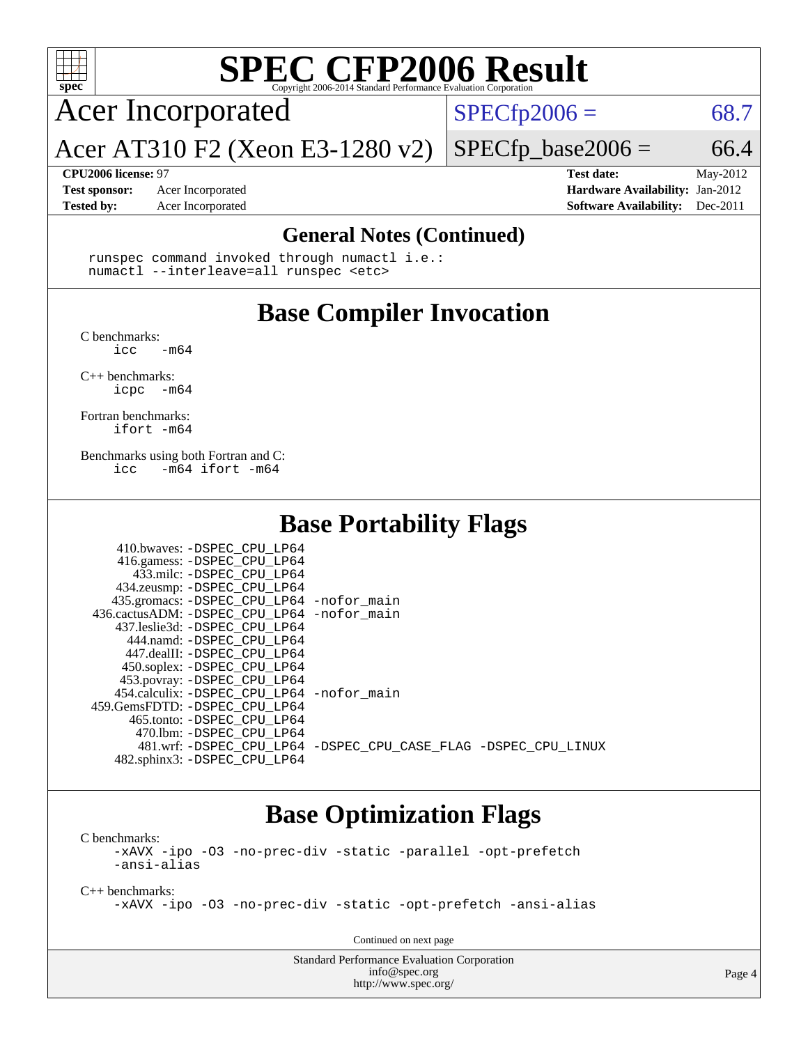# SPEC CFP2006 Result

Copyright 2006-2014 Standard Performance Evaluation Corporation

## Acer Incorporated

Acer AT310 F2 (Xeon E3-1280 v2)

SPECfp2006 = 68.7

SPECfp_base2006 = 66.4

**CPU2006 license:** 97
**Test sponsor:** Acer Incorporated
**Tested by:** Acer Incorporated

**Test date:** May-2012
**Hardware Availability:** Jan-2012
**Software Availability:** Dec-2011

### General Notes (Continued)

```
runspec command invoked through numactl i.e.:
numactl --interleave=all runspec <etc>
```

## Base Compiler Invocation

C benchmarks:
```
icc   -m64
```

C++ benchmarks:
```
icpc  -m64
```

Fortran benchmarks:
```
ifort -m64
```

Benchmarks using both Fortran and C:
```
icc   -m64 ifort -m64
```

## Base Portability Flags

| Benchmark | Flags |
|---|---|
| 410.bwaves: | -DSPEC_CPU_LP64 |
| 416.gamess: | -DSPEC_CPU_LP64 |
| 433.milc: | -DSPEC_CPU_LP64 |
| 434.zeusmp: | -DSPEC_CPU_LP64 |
| 435.gromacs: | -DSPEC_CPU_LP64 -nofor_main |
| 436.cactusADM: | -DSPEC_CPU_LP64 -nofor_main |
| 437.leslie3d: | -DSPEC_CPU_LP64 |
| 444.namd: | -DSPEC_CPU_LP64 |
| 447.dealII: | -DSPEC_CPU_LP64 |
| 450.soplex: | -DSPEC_CPU_LP64 |
| 453.povray: | -DSPEC_CPU_LP64 |
| 454.calculix: | -DSPEC_CPU_LP64 -nofor_main |
| 459.GemsFDTD: | -DSPEC_CPU_LP64 |
| 465.tonto: | -DSPEC_CPU_LP64 |
| 470.lbm: | -DSPEC_CPU_LP64 |
| 481.wrf: | -DSPEC_CPU_LP64 -DSPEC_CPU_CASE_FLAG -DSPEC_CPU_LINUX |
| 482.sphinx3: | -DSPEC_CPU_LP64 |

## Base Optimization Flags

C benchmarks:
```
-xAVX -ipo -O3 -no-prec-div -static -parallel -opt-prefetch
-ansi-alias
```

C++ benchmarks:
```
-xAVX -ipo -O3 -no-prec-div -static -opt-prefetch -ansi-alias
```

Continued on next page

Standard Performance Evaluation Corporation
info@spec.org
http://www.spec.org/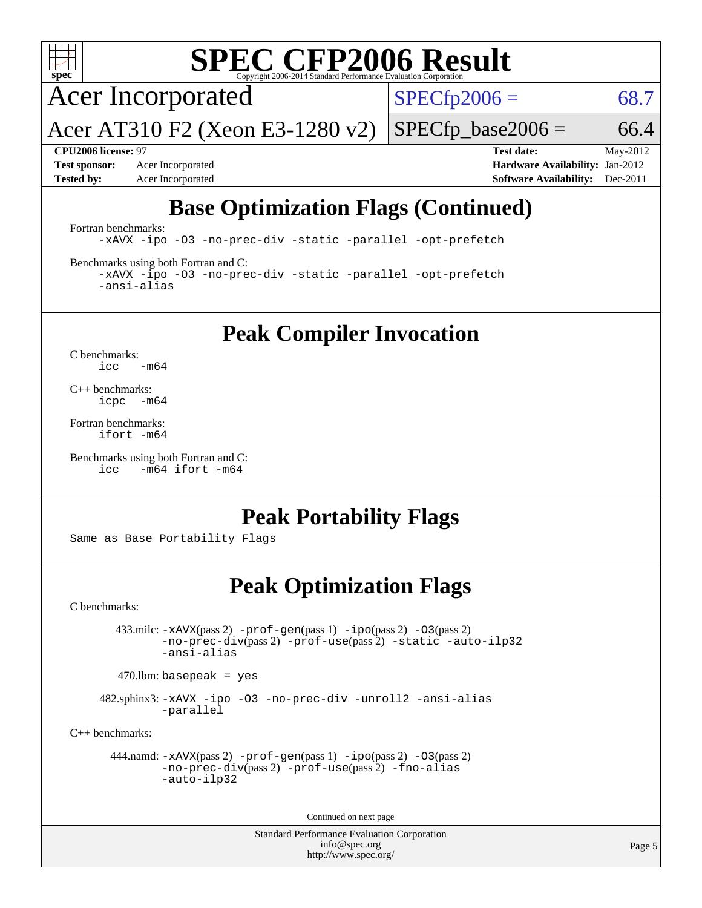# SPEC CFP2006 Result

Copyright 2006-2014 Standard Performance Evaluation Corporation

**Acer Incorporated**

**Acer AT310 F2 (Xeon E3-1280 v2)**

SPECfp2006 = 68.7

SPECfp_base2006 = 66.4

**CPU2006 license:** 97

**Test sponsor:** Acer Incorporated

**Tested by:** Acer Incorporated

**Test date:** May-2012

**Hardware Availability:** Jan-2012

**Software Availability:** Dec-2011

## Base Optimization Flags (Continued)

Fortran benchmarks:

```
-xAVX -ipo -O3 -no-prec-div -static -parallel -opt-prefetch
```

Benchmarks using both Fortran and C:

```
-xAVX -ipo -O3 -no-prec-div -static -parallel -opt-prefetch
-ansi-alias
```

## Peak Compiler Invocation

C benchmarks:

```
icc   -m64
```

C++ benchmarks:

```
icpc  -m64
```

Fortran benchmarks:

```
ifort -m64
```

Benchmarks using both Fortran and C:

```
icc   -m64 ifort -m64
```

## Peak Portability Flags

Same as Base Portability Flags

## Peak Optimization Flags

C benchmarks:

433.milc: -xAVX(pass 2) -prof-gen(pass 1) -ipo(pass 2) -O3(pass 2) -no-prec-div(pass 2) -prof-use(pass 2) -static -auto-ilp32 -ansi-alias

470.lbm: basepeak = yes

482.sphinx3: -xAVX -ipo -O3 -no-prec-div -unroll2 -ansi-alias -parallel

C++ benchmarks:

444.namd: -xAVX(pass 2) -prof-gen(pass 1) -ipo(pass 2) -O3(pass 2) -no-prec-div(pass 2) -prof-use(pass 2) -fno-alias -auto-ilp32

Continued on next page

Standard Performance Evaluation Corporation
info@spec.org
http://www.spec.org/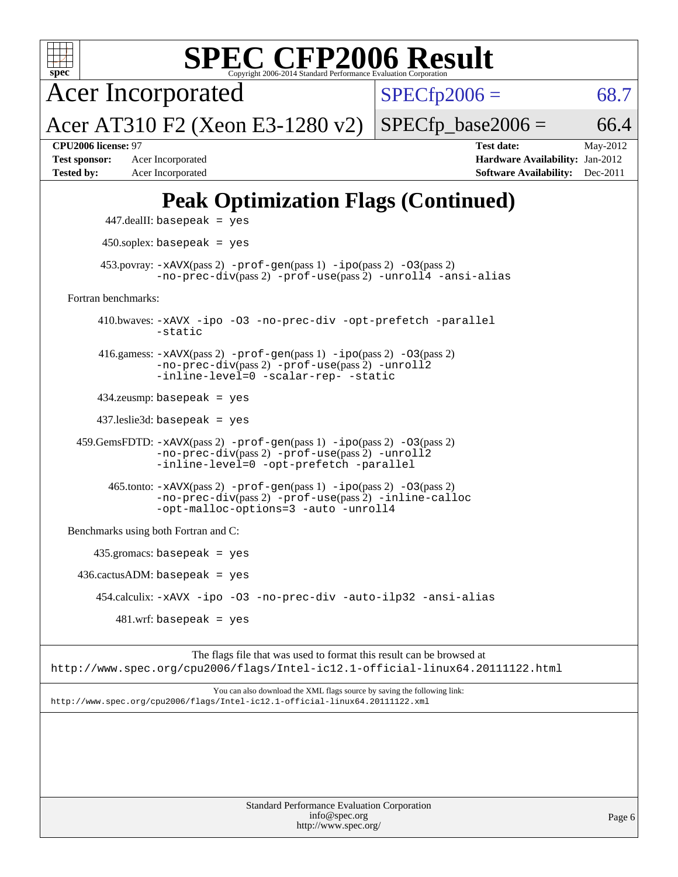# SPEC CFP2006 Result

Copyright 2006-2014 Standard Performance Evaluation Corporation

**Acer Incorporated**

**Acer AT310 F2 (Xeon E3-1280 v2)**

SPECfp2006 = 68.7

SPECfp_base2006 = 66.4

| | | | |
|---|---|---|---|
| **CPU2006 license:** 97 | | **Test date:** | May-2012 |
| **Test sponsor:** | Acer Incorporated | **Hardware Availability:** | Jan-2012 |
| **Tested by:** | Acer Incorporated | **Software Availability:** | Dec-2011 |

## Peak Optimization Flags (Continued)

447.dealII: `basepeak = yes`

450.soplex: `basepeak = yes`

453.povray: `-xAVX`(pass 2) `-prof-gen`(pass 1) `-ipo`(pass 2) `-O3`(pass 2) `-no-prec-div`(pass 2) `-prof-use`(pass 2) `-unroll4 -ansi-alias`

Fortran benchmarks:

410.bwaves: `-xAVX -ipo -O3 -no-prec-div -opt-prefetch -parallel -static`

416.gamess: `-xAVX`(pass 2) `-prof-gen`(pass 1) `-ipo`(pass 2) `-O3`(pass 2) `-no-prec-div`(pass 2) `-prof-use`(pass 2) `-unroll2 -inline-level=0 -scalar-rep- -static`

434.zeusmp: `basepeak = yes`

437.leslie3d: `basepeak = yes`

459.GemsFDTD: `-xAVX`(pass 2) `-prof-gen`(pass 1) `-ipo`(pass 2) `-O3`(pass 2) `-no-prec-div`(pass 2) `-prof-use`(pass 2) `-unroll2 -inline-level=0 -opt-prefetch -parallel`

465.tonto: `-xAVX`(pass 2) `-prof-gen`(pass 1) `-ipo`(pass 2) `-O3`(pass 2) `-no-prec-div`(pass 2) `-prof-use`(pass 2) `-inline-calloc -opt-malloc-options=3 -auto -unroll4`

Benchmarks using both Fortran and C:

435.gromacs: `basepeak = yes`

436.cactusADM: `basepeak = yes`

454.calculix: `-xAVX -ipo -O3 -no-prec-div -auto-ilp32 -ansi-alias`

481.wrf: `basepeak = yes`

The flags file that was used to format this result can be browsed at
http://www.spec.org/cpu2006/flags/Intel-ic12.1-official-linux64.20111122.html

You can also download the XML flags source by saving the following link:
http://www.spec.org/cpu2006/flags/Intel-ic12.1-official-linux64.20111122.xml

Standard Performance Evaluation Corporation
info@spec.org
http://www.spec.org/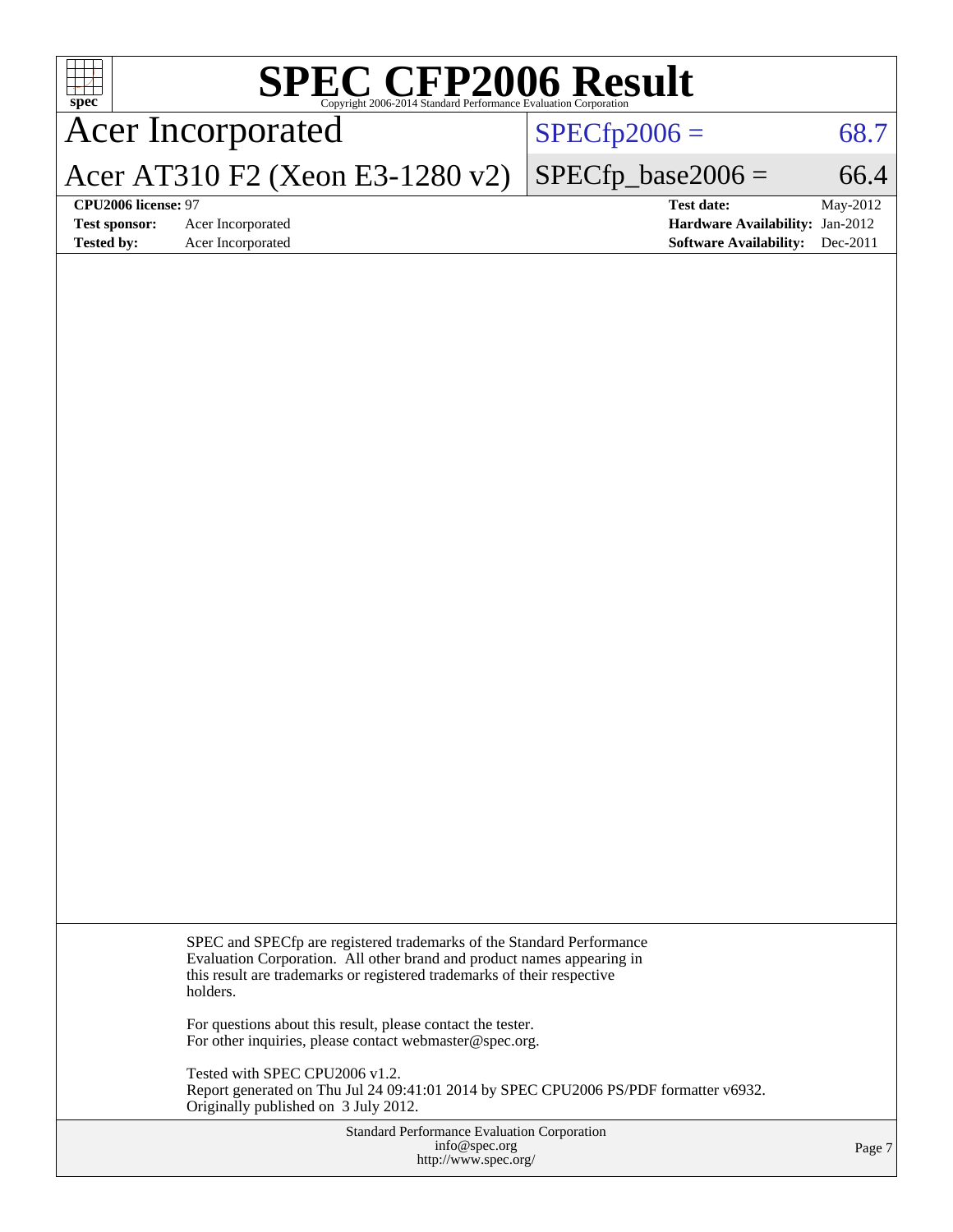SPEC and SPECfp are registered trademarks of the Standard Performance Evaluation Corporation. All other brand and product names appearing in this result are trademarks or registered trademarks of their respective holders.

For questions about this result, please contact the tester.
For other inquiries, please contact webmaster@spec.org.

Tested with SPEC CPU2006 v1.2.
Report generated on Thu Jul 24 09:41:01 2014 by SPEC CPU2006 PS/PDF formatter v6932.
Originally published on 3 July 2012.